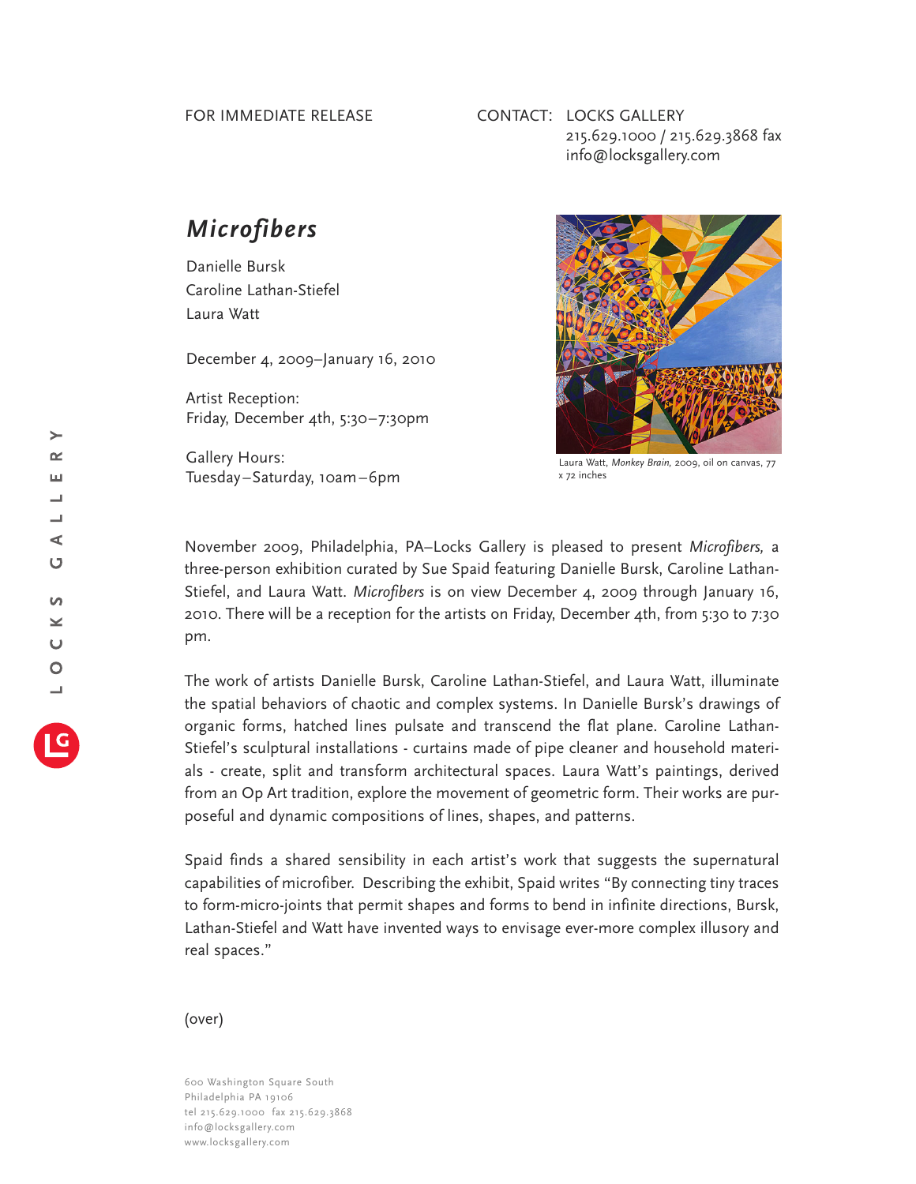FOR IMMEDIATE RELEASE

CONTACT: LOCKS GALLERY
215.629.1000 / 215.629.3868 fax
info@locksgallery.com

# *Microfibers*

Danielle Bursk
Caroline Lathan-Stiefel
Laura Watt

December 4, 2009–January 16, 2010

Artist Reception:
Friday, December 4th, 5:30–7:30pm

Gallery Hours:
Tuesday–Saturday, 10am–6pm

Laura Watt, *Monkey Brain*, 2009, oil on canvas, 77 x 72 inches

November 2009, Philadelphia, PA–Locks Gallery is pleased to present *Microfibers,* a three-person exhibition curated by Sue Spaid featuring Danielle Bursk, Caroline Lathan-Stiefel, and Laura Watt. *Microfibers* is on view December 4, 2009 through January 16, 2010. There will be a reception for the artists on Friday, December 4th, from 5:30 to 7:30 pm.

The work of artists Danielle Bursk, Caroline Lathan-Stiefel, and Laura Watt, illuminate the spatial behaviors of chaotic and complex systems. In Danielle Bursk's drawings of organic forms, hatched lines pulsate and transcend the flat plane. Caroline Lathan-Stiefel's sculptural installations - curtains made of pipe cleaner and household materials - create, split and transform architectural spaces. Laura Watt's paintings, derived from an Op Art tradition, explore the movement of geometric form. Their works are purposeful and dynamic compositions of lines, shapes, and patterns.

Spaid finds a shared sensibility in each artist's work that suggests the supernatural capabilities of microfiber. Describing the exhibit, Spaid writes "By connecting tiny traces to form-micro-joints that permit shapes and forms to bend in infinite directions, Bursk, Lathan-Stiefel and Watt have invented ways to envisage ever-more complex illusory and real spaces."

(over)

600 Washington Square South
Philadelphia PA 19106
tel 215.629.1000 fax 215.629.3868
info@locksgallery.com
www.locksgallery.com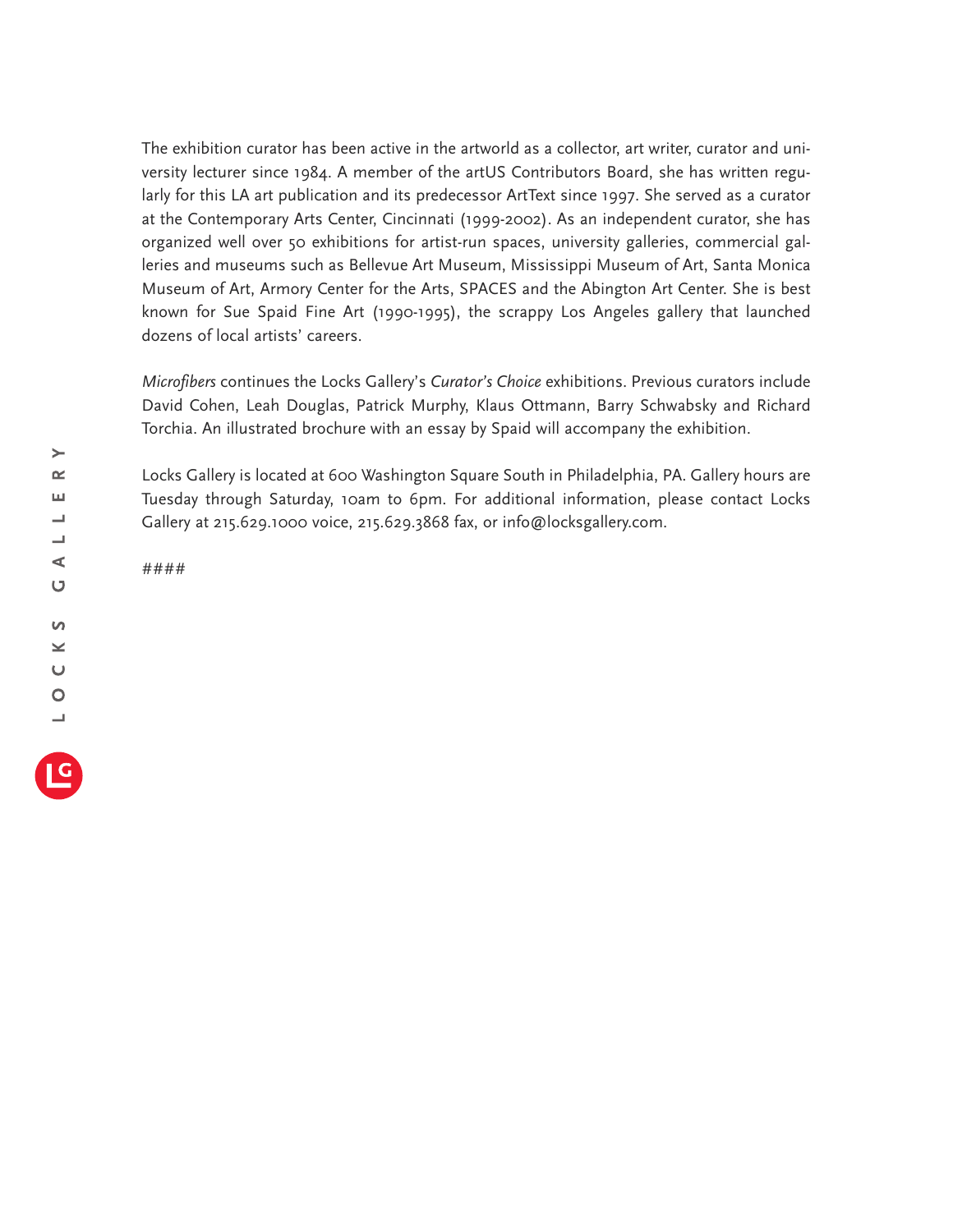The exhibition curator has been active in the artworld as a collector, art writer, curator and university lecturer since 1984. A member of the artUS Contributors Board, she has written regularly for this LA art publication and its predecessor ArtText since 1997. She served as a curator at the Contemporary Arts Center, Cincinnati (1999-2002). As an independent curator, she has organized well over 50 exhibitions for artist-run spaces, university galleries, commercial galleries and museums such as Bellevue Art Museum, Mississippi Museum of Art, Santa Monica Museum of Art, Armory Center for the Arts, SPACES and the Abington Art Center. She is best known for Sue Spaid Fine Art (1990-1995), the scrappy Los Angeles gallery that launched dozens of local artists' careers.

*Microfibers* continues the Locks Gallery's *Curator's Choice* exhibitions. Previous curators include David Cohen, Leah Douglas, Patrick Murphy, Klaus Ottmann, Barry Schwabsky and Richard Torchia. An illustrated brochure with an essay by Spaid will accompany the exhibition.

Locks Gallery is located at 600 Washington Square South in Philadelphia, PA. Gallery hours are Tuesday through Saturday, 10am to 6pm. For additional information, please contact Locks Gallery at 215.629.1000 voice, 215.629.3868 fax, or info@locksgallery.com.

####